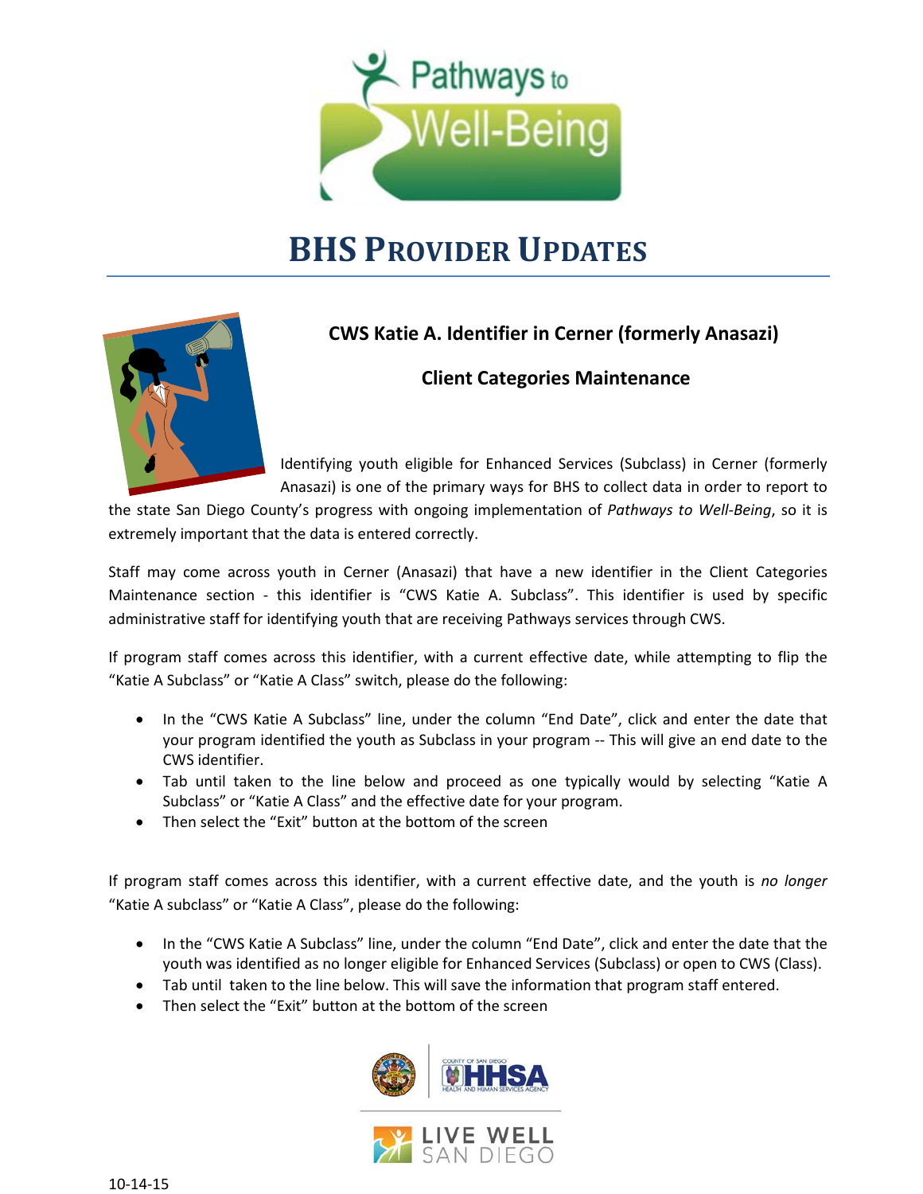# BHS PROVIDER UPDATES

## CWS Katie A. Identifier in Cerner (formerly Anasazi)

### Client Categories Maintenance

Identifying youth eligible for Enhanced Services (Subclass) in Cerner (formerly Anasazi) is one of the primary ways for BHS to collect data in order to report to the state San Diego County's progress with ongoing implementation of *Pathways to Well-Being*, so it is extremely important that the data is entered correctly.

Staff may come across youth in Cerner (Anasazi) that have a new identifier in the Client Categories Maintenance section - this identifier is "CWS Katie A. Subclass". This identifier is used by specific administrative staff for identifying youth that are receiving Pathways services through CWS.

If program staff comes across this identifier, with a current effective date, while attempting to flip the "Katie A Subclass" or "Katie A Class" switch, please do the following:

- In the "CWS Katie A Subclass" line, under the column "End Date", click and enter the date that your program identified the youth as Subclass in your program -- This will give an end date to the CWS identifier.
- Tab until taken to the line below and proceed as one typically would by selecting "Katie A Subclass" or "Katie A Class" and the effective date for your program.
- Then select the "Exit" button at the bottom of the screen

If program staff comes across this identifier, with a current effective date, and the youth is *no longer* "Katie A subclass" or "Katie A Class", please do the following:

- In the "CWS Katie A Subclass" line, under the column "End Date", click and enter the date that the youth was identified as no longer eligible for Enhanced Services (Subclass) or open to CWS (Class).
- Tab until taken to the line below. This will save the information that program staff entered.
- Then select the "Exit" button at the bottom of the screen

10-14-15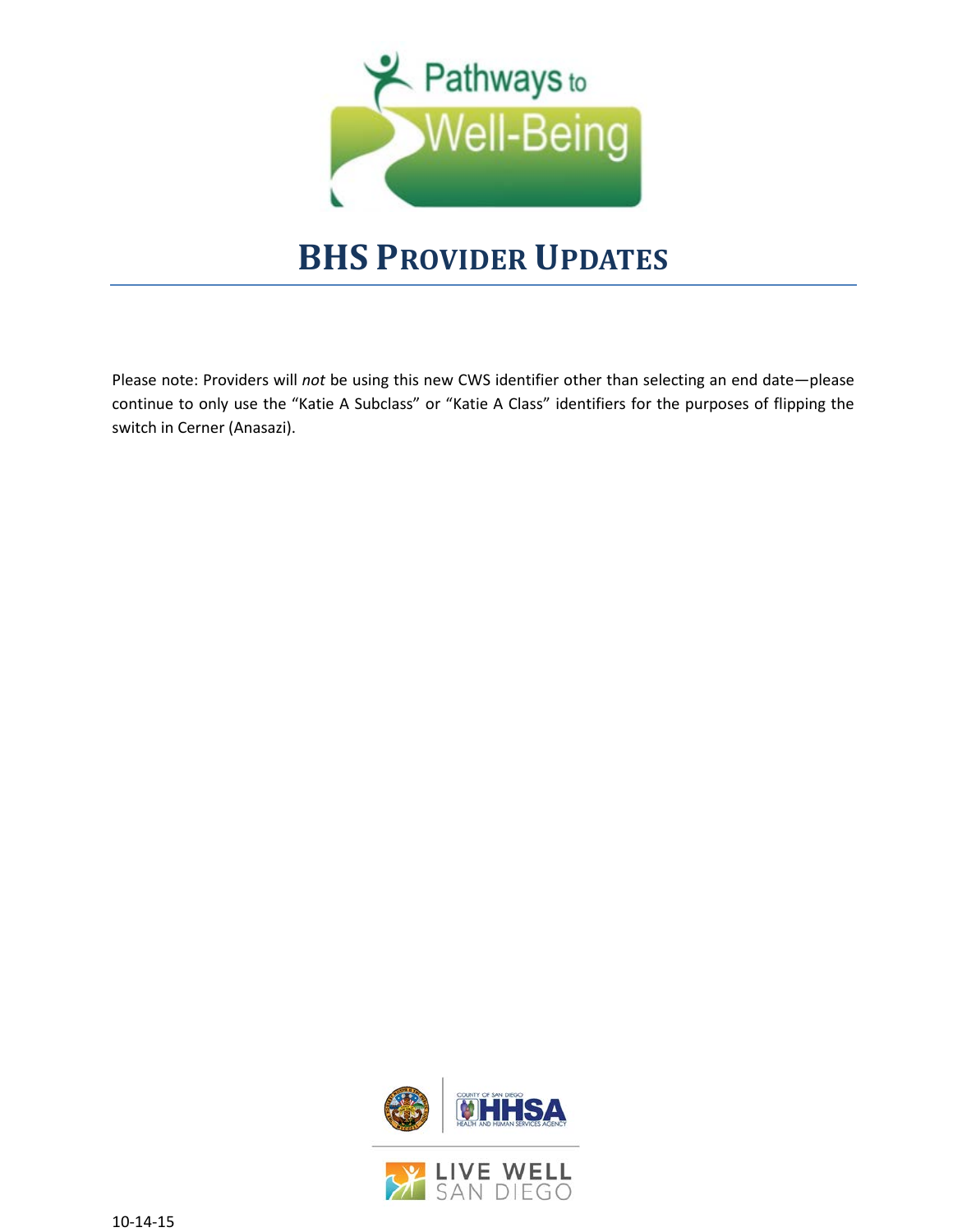Please note: Providers will *not* be using this new CWS identifier other than selecting an end date—please continue to only use the "Katie A Subclass" or "Katie A Class" identifiers for the purposes of flipping the switch in Cerner (Anasazi).